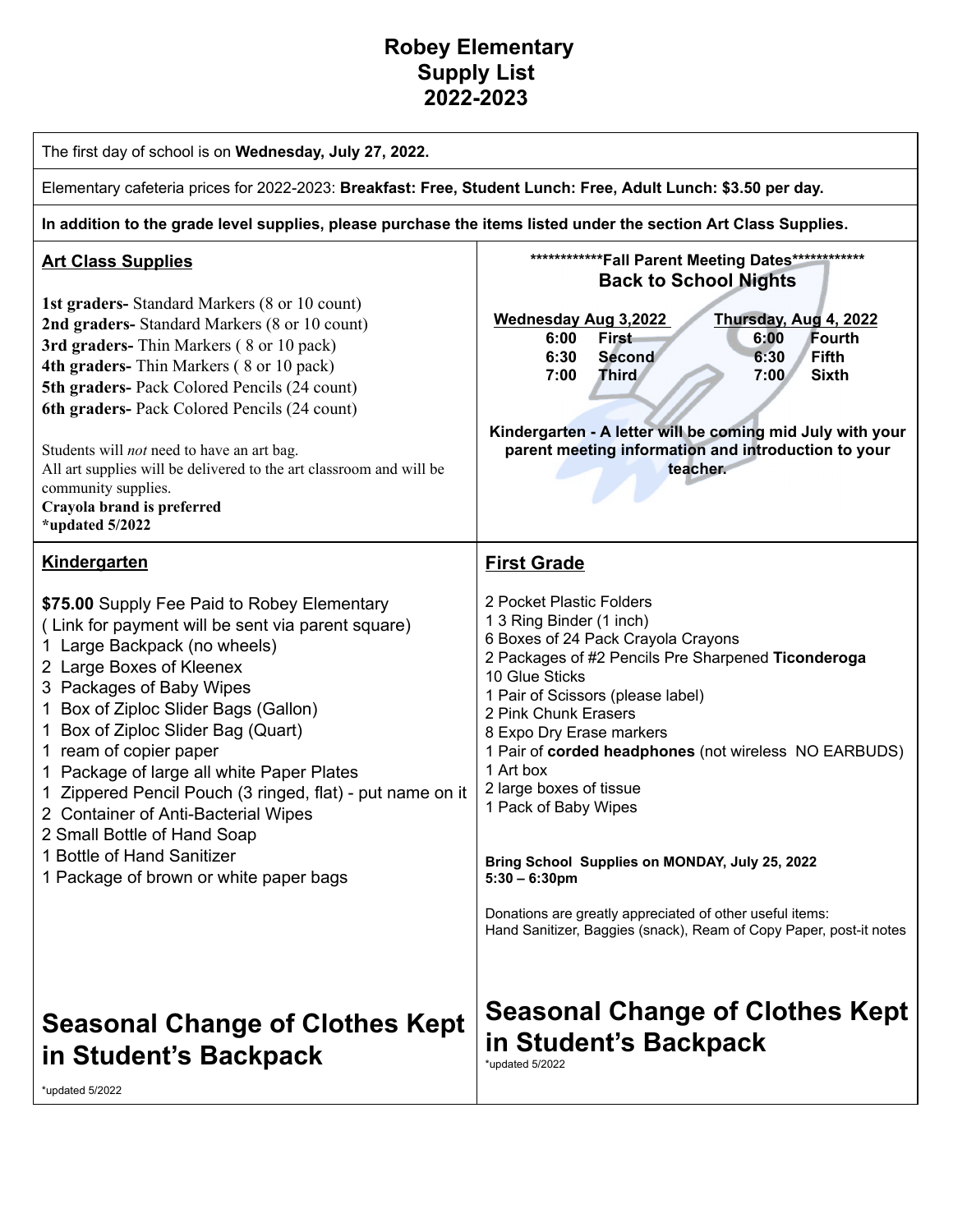# Robey Elementary
# Supply List
# 2022-2023

The first day of school is on **Wednesday, July 27, 2022.**

Elementary cafeteria prices for 2022-2023: **Breakfast: Free, Student Lunch: Free, Adult Lunch: $3.50 per day.**

**In addition to the grade level supplies, please purchase the items listed under the section Art Class Supplies.**

## Art Class Supplies

**1st graders-** Standard Markers (8 or 10 count)
**2nd graders-** Standard Markers (8 or 10 count)
**3rd graders-** Thin Markers ( 8 or 10 pack)
**4th graders-** Thin Markers ( 8 or 10 pack)
**5th graders-** Pack Colored Pencils (24 count)
**6th graders-** Pack Colored Pencils (24 count)

Students will *not* need to have an art bag.
All art supplies will be delivered to the art classroom and will be community supplies.
**Crayola brand is preferred**
**\*updated 5/2022**

## ************Fall Parent Meeting Dates************

### Back to School Nights

| Wednesday Aug 3,2022 | | Thursday, Aug 4, 2022 | |
|---|---|---|---|
| 6:00 | First | 6:00 | Fourth |
| 6:30 | Second | 6:30 | Fifth |
| 7:00 | Third | 7:00 | Sixth |

**Kindergarten - A letter will be coming mid July with your parent meeting information and introduction to your teacher.**

## Kindergarten

**$75.00** Supply Fee Paid to Robey Elementary
( Link for payment will be sent via parent square)
1 Large Backpack (no wheels)
2 Large Boxes of Kleenex
3 Packages of Baby Wipes
1 Box of Ziploc Slider Bags (Gallon)
1 Box of Ziploc Slider Bag (Quart)
1 ream of copier paper
1 Package of large all white Paper Plates
1 Zippered Pencil Pouch (3 ringed, flat) - put name on it
2 Container of Anti-Bacterial Wipes
2 Small Bottle of Hand Soap
1 Bottle of Hand Sanitizer
1 Package of brown or white paper bags

## Seasonal Change of Clothes Kept in Student's Backpack

\*updated 5/2022

## First Grade

2 Pocket Plastic Folders
1 3 Ring Binder (1 inch)
6 Boxes of 24 Pack Crayola Crayons
2 Packages of #2 Pencils Pre Sharpened **Ticonderoga**
10 Glue Sticks
1 Pair of Scissors (please label)
2 Pink Chunk Erasers
8 Expo Dry Erase markers
1 Pair of **corded headphones** (not wireless NO EARBUDS)
1 Art box
2 large boxes of tissue
1 Pack of Baby Wipes

**Bring School Supplies on MONDAY, July 25, 2022**
**5:30 – 6:30pm**

Donations are greatly appreciated of other useful items:
Hand Sanitizer, Baggies (snack), Ream of Copy Paper, post-it notes

## Seasonal Change of Clothes Kept in Student's Backpack

\*updated 5/2022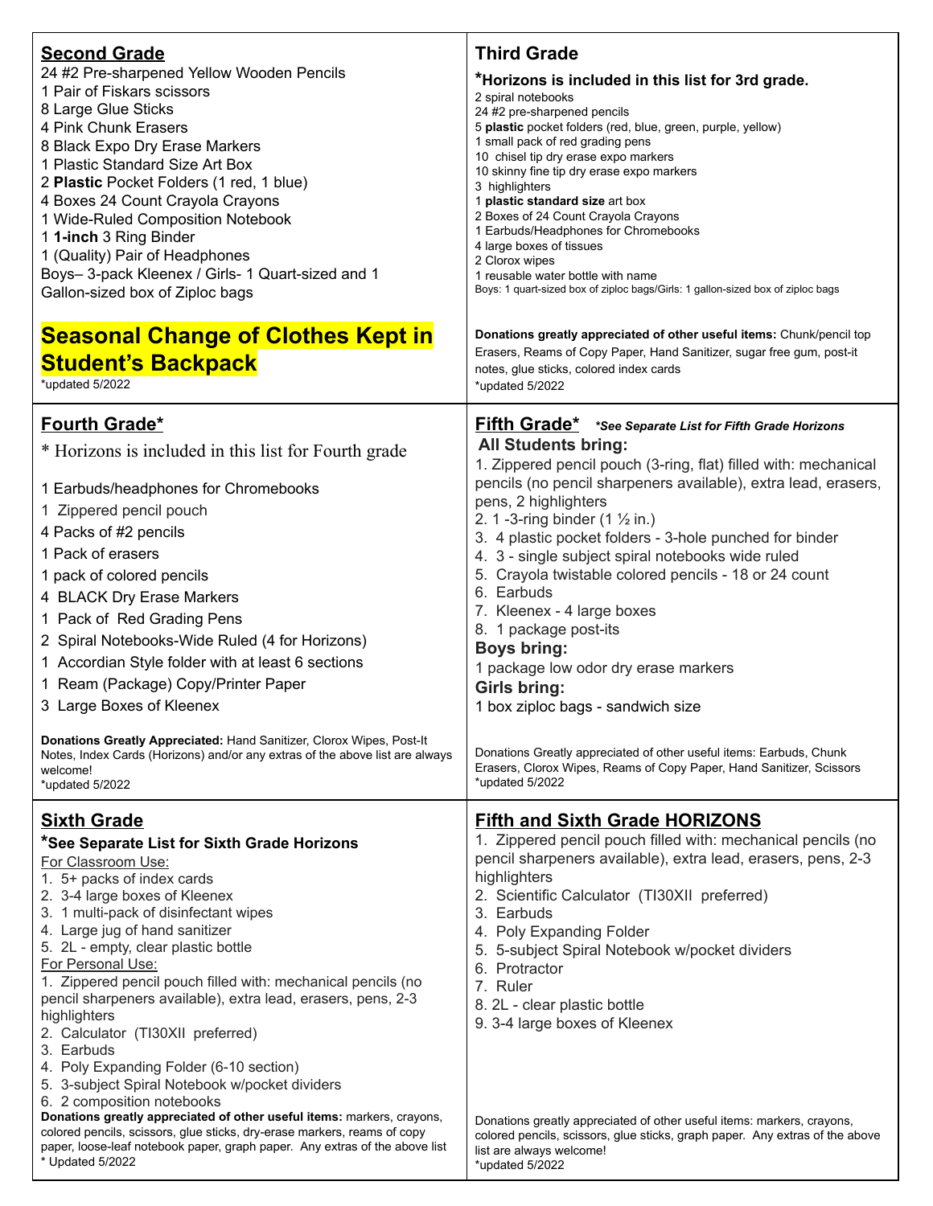## Second Grade

24 #2 Pre-sharpened Yellow Wooden Pencils
1 Pair of Fiskars scissors
8 Large Glue Sticks
4 Pink Chunk Erasers
8 Black Expo Dry Erase Markers
1 Plastic Standard Size Art Box
2 **Plastic** Pocket Folders (1 red, 1 blue)
4 Boxes 24 Count Crayola Crayons
1 Wide-Ruled Composition Notebook
1 **1-inch** 3 Ring Binder
1 (Quality) Pair of Headphones
Boys– 3-pack Kleenex / Girls- 1 Quart-sized and 1 Gallon-sized box of Ziploc bags

**Seasonal Change of Clothes Kept in Student's Backpack**

*updated 5/2022

## Third Grade

***Horizons is included in this list for 3rd grade.**

2 spiral notebooks
24 #2 pre-sharpened pencils
5 **plastic** pocket folders (red, blue, green, purple, yellow)
1 small pack of red grading pens
10 chisel tip dry erase expo markers
10 skinny fine tip dry erase expo markers
3 highlighters
1 **plastic standard size** art box
2 Boxes of 24 Count Crayola Crayons
1 Earbuds/Headphones for Chromebooks
4 large boxes of tissues
2 Clorox wipes
1 reusable water bottle with name
Boys: 1 quart-sized box of ziploc bags/Girls: 1 gallon-sized box of ziploc bags

**Donations greatly appreciated of other useful items:** Chunk/pencil top Erasers, Reams of Copy Paper, Hand Sanitizer, sugar free gum, post-it notes, glue sticks, colored index cards

*updated 5/2022

## Fourth Grade*

* Horizons is included in this list for Fourth grade

1 Earbuds/headphones for Chromebooks
1 Zippered pencil pouch
4 Packs of #2 pencils
1 Pack of erasers
1 pack of colored pencils
4 BLACK Dry Erase Markers
1 Pack of Red Grading Pens
2 Spiral Notebooks-Wide Ruled (4 for Horizons)
1 Accordian Style folder with at least 6 sections
1 Ream (Package) Copy/Printer Paper
3 Large Boxes of Kleenex

**Donations Greatly Appreciated:** Hand Sanitizer, Clorox Wipes, Post-It Notes, Index Cards (Horizons) and/or any extras of the above list are always welcome!

*updated 5/2022

## Fifth Grade* *\*See Separate List for Fifth Grade Horizons*

**All Students bring:**

1. Zippered pencil pouch (3-ring, flat) filled with: mechanical pencils (no pencil sharpeners available), extra lead, erasers, pens, 2 highlighters
2. 1 -3-ring binder (1 ½ in.)
3. 4 plastic pocket folders - 3-hole punched for binder
4. 3 - single subject spiral notebooks wide ruled
5. Crayola twistable colored pencils - 18 or 24 count
6. Earbuds
7. Kleenex - 4 large boxes
8. 1 package post-its

**Boys bring:**

1 package low odor dry erase markers

**Girls bring:**

1 box ziploc bags - sandwich size

Donations Greatly appreciated of other useful items: Earbuds, Chunk Erasers, Clorox Wipes, Reams of Copy Paper, Hand Sanitizer, Scissors

*updated 5/2022

## Sixth Grade

***See Separate List for Sixth Grade Horizons**

For Classroom Use:

1. 5+ packs of index cards
2. 3-4 large boxes of Kleenex
3. 1 multi-pack of disinfectant wipes
4. Large jug of hand sanitizer
5. 2L - empty, clear plastic bottle

For Personal Use:

1. Zippered pencil pouch filled with: mechanical pencils (no pencil sharpeners available), extra lead, erasers, pens, 2-3 highlighters
2. Calculator (TI30XII preferred)
3. Earbuds
4. Poly Expanding Folder (6-10 section)
5. 3-subject Spiral Notebook w/pocket dividers
6. 2 composition notebooks

**Donations greatly appreciated of other useful items:** markers, crayons, colored pencils, scissors, glue sticks, dry-erase markers, reams of copy paper, loose-leaf notebook paper, graph paper. Any extras of the above list

* Updated 5/2022

## Fifth and Sixth Grade HORIZONS

1. Zippered pencil pouch filled with: mechanical pencils (no pencil sharpeners available), extra lead, erasers, pens, 2-3 highlighters
2. Scientific Calculator (TI30XII preferred)
3. Earbuds
4. Poly Expanding Folder
5. 5-subject Spiral Notebook w/pocket dividers
6. Protractor
7. Ruler
8. 2L - clear plastic bottle
9. 3-4 large boxes of Kleenex

Donations greatly appreciated of other useful items: markers, crayons, colored pencils, scissors, glue sticks, graph paper. Any extras of the above list are always welcome!

*updated 5/2022